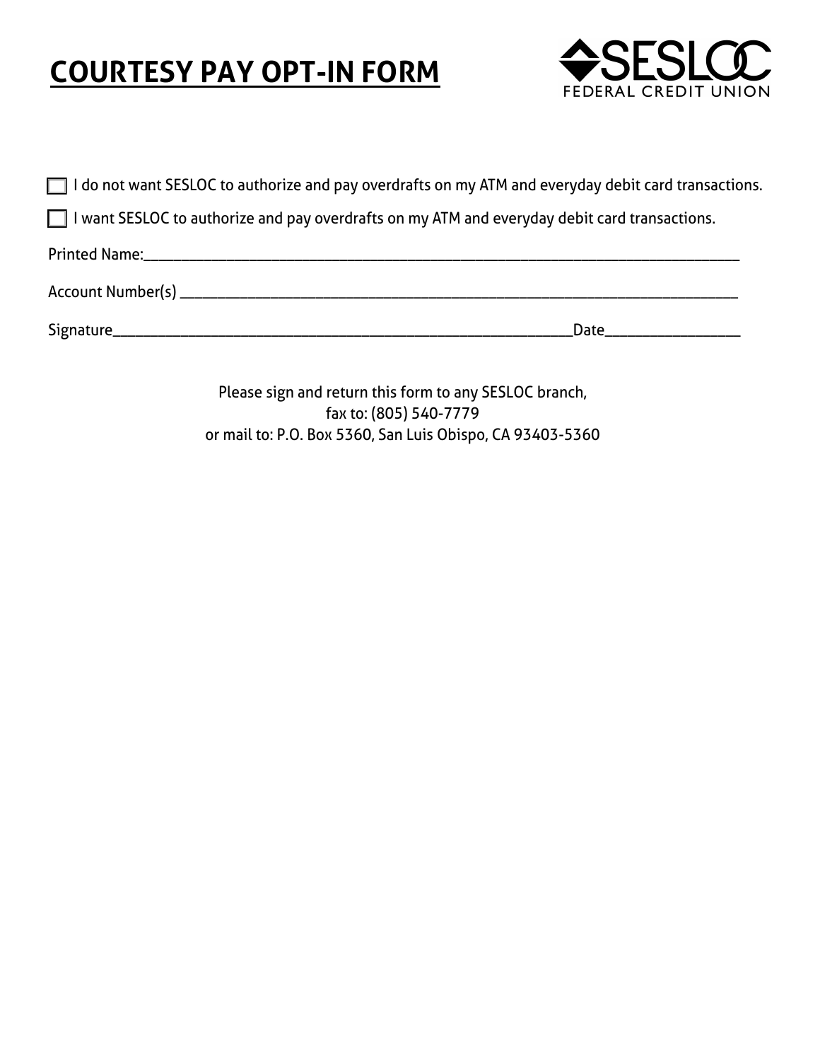# COURTESY PAY OPT-IN FORM

SESLOC FEDERAL CREDIT UNION

☐ I do not want SESLOC to authorize and pay overdrafts on my ATM and everyday debit card transactions.

☐ I want SESLOC to authorize and pay overdrafts on my ATM and everyday debit card transactions.

Printed Name:_______________________________________________________________

Account Number(s) ___________________________________________________________

Signature__________________________________________________Date______________

Please sign and return this form to any SESLOC branch,
fax to: (805) 540-7779
or mail to: P.O. Box 5360, San Luis Obispo, CA 93403-5360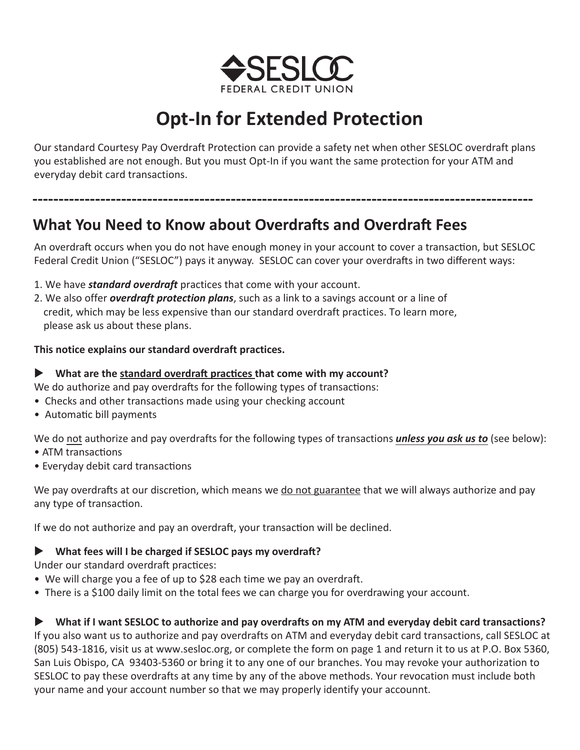SESLOC
FEDERAL CREDIT UNION

# Opt-In for Extended Protection

Our standard Courtesy Pay Overdraft Protection can provide a safety net when other SESLOC overdraft plans you established are not enough. But you must Opt-In if you want the same protection for your ATM and everyday debit card transactions.

---

## What You Need to Know about Overdrafts and Overdraft Fees

An overdraft occurs when you do not have enough money in your account to cover a transaction, but SESLOC Federal Credit Union ("SESLOC") pays it anyway. SESLOC can cover your overdrafts in two different ways:

1. We have ***standard overdraft*** practices that come with your account.
2. We also offer ***overdraft protection plans***, such as a link to a savings account or a line of credit, which may be less expensive than our standard overdraft practices. To learn more, please ask us about these plans.

**This notice explains our standard overdraft practices.**

### ▶ What are the standard overdraft practices that come with my account?

We do authorize and pay overdrafts for the following types of transactions:

- Checks and other transactions made using your checking account
- Automatic bill payments

We do not authorize and pay overdrafts for the following types of transactions ***unless you ask us to*** (see below):

- ATM transactions
- Everyday debit card transactions

We pay overdrafts at our discretion, which means we do not guarantee that we will always authorize and pay any type of transaction.

If we do not authorize and pay an overdraft, your transaction will be declined.

### ▶ What fees will I be charged if SESLOC pays my overdraft?

Under our standard overdraft practices:

- We will charge you a fee of up to $28 each time we pay an overdraft.
- There is a $100 daily limit on the total fees we can charge you for overdrawing your account.

### ▶ What if I want SESLOC to authorize and pay overdrafts on my ATM and everyday debit card transactions?

If you also want us to authorize and pay overdrafts on ATM and everyday debit card transactions, call SESLOC at (805) 543-1816, visit us at www.sesloc.org, or complete the form on page 1 and return it to us at P.O. Box 5360, San Luis Obispo, CA 93403-5360 or bring it to any one of our branches. You may revoke your authorization to SESLOC to pay these overdrafts at any time by any of the above methods. Your revocation must include both your name and your account number so that we may properly identify your accounnt.